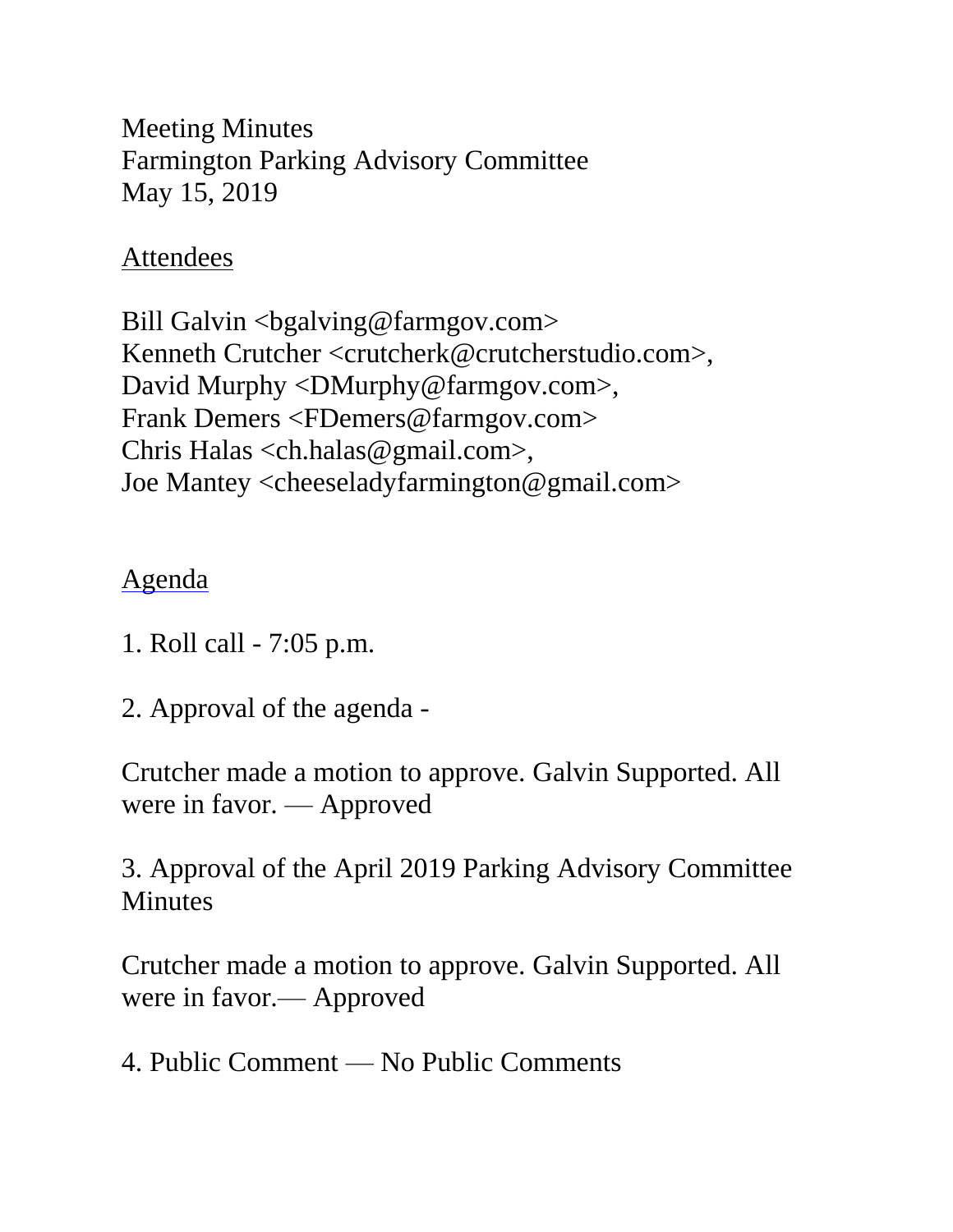Meeting Minutes
Farmington Parking Advisory Committee
May 15, 2019

<u>Attendees</u>

Bill Galvin <bgalving@farmgov.com>
Kenneth Crutcher <crutcherk@crutcherstudio.com>,
David Murphy <DMurphy@farmgov.com>,
Frank Demers <FDemers@farmgov.com>
Chris Halas <ch.halas@gmail.com>,
Joe Mantey <cheeseladyfarmington@gmail.com>

<u>Agenda</u>

1. Roll call - 7:05 p.m.

2. Approval of the agenda -

Crutcher made a motion to approve. Galvin Supported. All were in favor. — Approved

3. Approval of the April 2019 Parking Advisory Committee Minutes

Crutcher made a motion to approve. Galvin Supported. All were in favor.— Approved

4. Public Comment — No Public Comments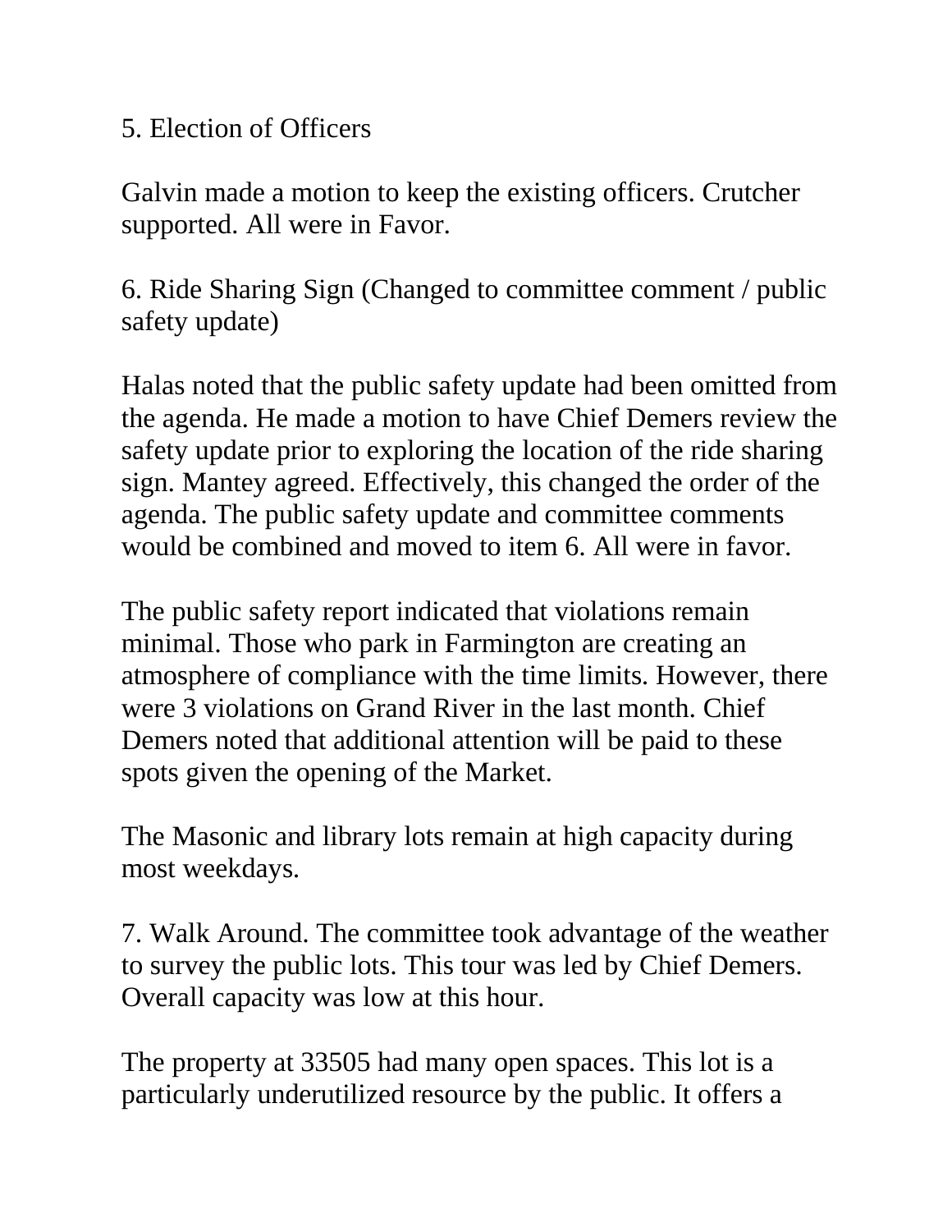5. Election of Officers

Galvin made a motion to keep the existing officers. Crutcher supported. All were in Favor.

6. Ride Sharing Sign (Changed to committee comment / public safety update)

Halas noted that the public safety update had been omitted from the agenda. He made a motion to have Chief Demers review the safety update prior to exploring the location of the ride sharing sign. Mantey agreed. Effectively, this changed the order of the agenda. The public safety update and committee comments would be combined and moved to item 6. All were in favor.

The public safety report indicated that violations remain minimal. Those who park in Farmington are creating an atmosphere of compliance with the time limits. However, there were 3 violations on Grand River in the last month. Chief Demers noted that additional attention will be paid to these spots given the opening of the Market.

The Masonic and library lots remain at high capacity during most weekdays.

7. Walk Around. The committee took advantage of the weather to survey the public lots. This tour was led by Chief Demers. Overall capacity was low at this hour.

The property at 33505 had many open spaces. This lot is a particularly underutilized resource by the public. It offers a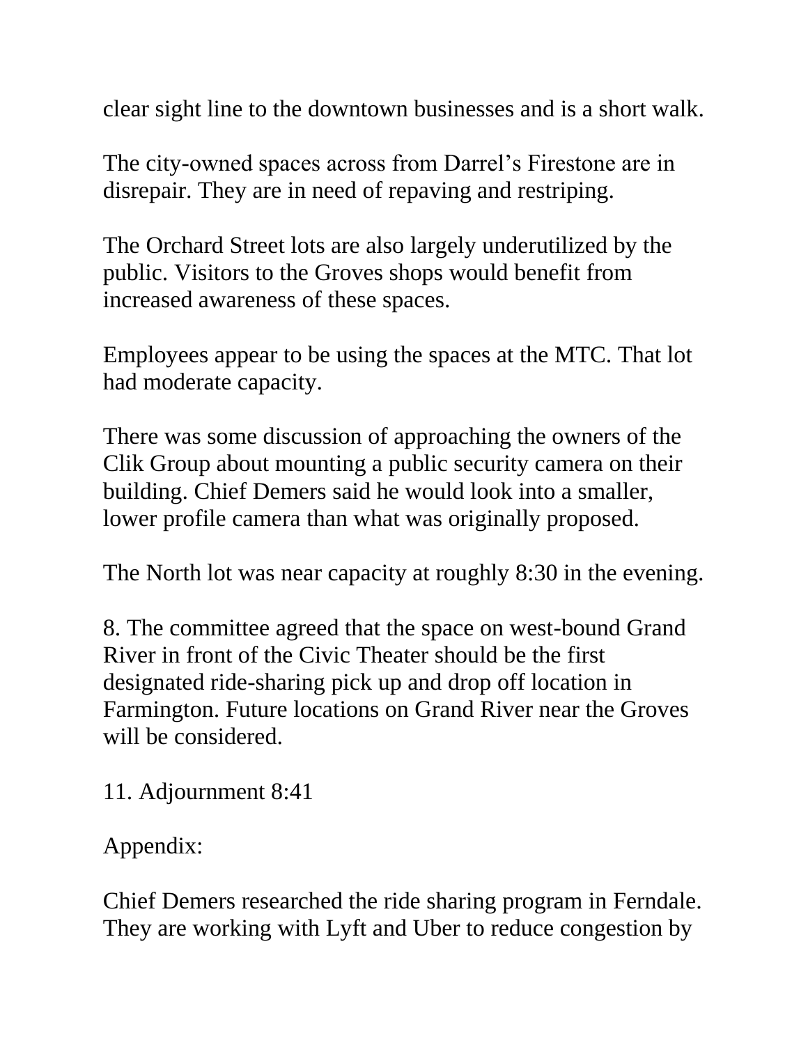clear sight line to the downtown businesses and is a short walk.

The city-owned spaces across from Darrel's Firestone are in disrepair. They are in need of repaving and restriping.

The Orchard Street lots are also largely underutilized by the public. Visitors to the Groves shops would benefit from increased awareness of these spaces.

Employees appear to be using the spaces at the MTC. That lot had moderate capacity.

There was some discussion of approaching the owners of the Clik Group about mounting a public security camera on their building. Chief Demers said he would look into a smaller, lower profile camera than what was originally proposed.

The North lot was near capacity at roughly 8:30 in the evening.

8. The committee agreed that the space on west-bound Grand River in front of the Civic Theater should be the first designated ride-sharing pick up and drop off location in Farmington. Future locations on Grand River near the Groves will be considered.

11. Adjournment 8:41

Appendix:

Chief Demers researched the ride sharing program in Ferndale. They are working with Lyft and Uber to reduce congestion by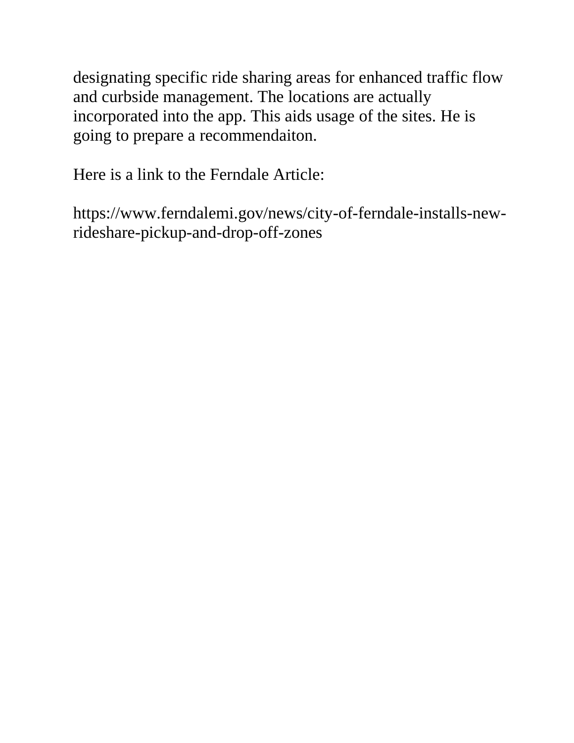designating specific ride sharing areas for enhanced traffic flow and curbside management. The locations are actually incorporated into the app. This aids usage of the sites. He is going to prepare a recommendaiton.

Here is a link to the Ferndale Article:

https://www.ferndalemi.gov/news/city-of-ferndale-installs-new-rideshare-pickup-and-drop-off-zones